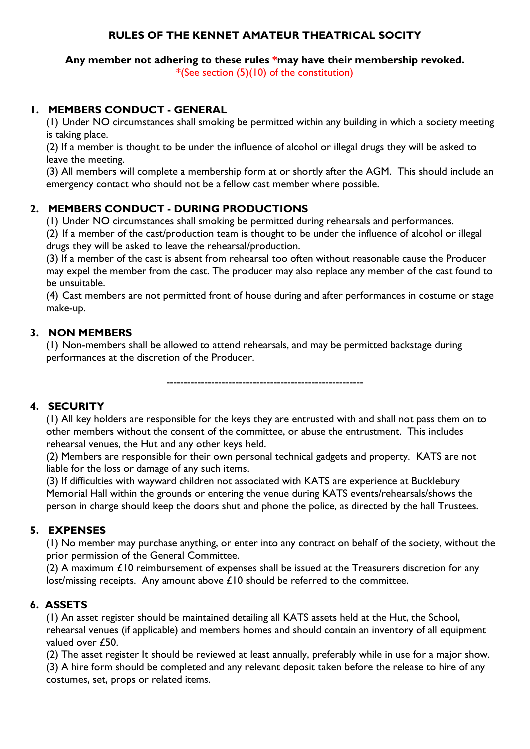# RULES OF THE KENNET AMATEUR THEATRICAL SOCITY

**Any member not adhering to these rules *may have their membership revoked.**

*(See section (5)(10) of the constitution)

## 1. MEMBERS CONDUCT - GENERAL

(1) Under NO circumstances shall smoking be permitted within any building in which a society meeting is taking place.

(2) If a member is thought to be under the influence of alcohol or illegal drugs they will be asked to leave the meeting.

(3) All members will complete a membership form at or shortly after the AGM. This should include an emergency contact who should not be a fellow cast member where possible.

## 2. MEMBERS CONDUCT - DURING PRODUCTIONS

(1) Under NO circumstances shall smoking be permitted during rehearsals and performances.

(2) If a member of the cast/production team is thought to be under the influence of alcohol or illegal drugs they will be asked to leave the rehearsal/production.

(3) If a member of the cast is absent from rehearsal too often without reasonable cause the Producer may expel the member from the cast. The producer may also replace any member of the cast found to be unsuitable.

(4) Cast members are <u>not</u> permitted front of house during and after performances in costume or stage make-up.

## 3. NON MEMBERS

(1) Non-members shall be allowed to attend rehearsals, and may be permitted backstage during performances at the discretion of the Producer.

---

## 4. SECURITY

(1) All key holders are responsible for the keys they are entrusted with and shall not pass them on to other members without the consent of the committee, or abuse the entrustment. This includes rehearsal venues, the Hut and any other keys held.

(2) Members are responsible for their own personal technical gadgets and property. KATS are not liable for the loss or damage of any such items.

(3) If difficulties with wayward children not associated with KATS are experience at Bucklebury Memorial Hall within the grounds or entering the venue during KATS events/rehearsals/shows the person in charge should keep the doors shut and phone the police, as directed by the hall Trustees.

## 5. EXPENSES

(1) No member may purchase anything, or enter into any contract on behalf of the society, without the prior permission of the General Committee.

(2) A maximum £10 reimbursement of expenses shall be issued at the Treasurers discretion for any lost/missing receipts. Any amount above £10 should be referred to the committee.

## 6. ASSETS

(1) An asset register should be maintained detailing all KATS assets held at the Hut, the School, rehearsal venues (if applicable) and members homes and should contain an inventory of all equipment valued over £50.

(2) The asset register It should be reviewed at least annually, preferably while in use for a major show.

(3) A hire form should be completed and any relevant deposit taken before the release to hire of any costumes, set, props or related items.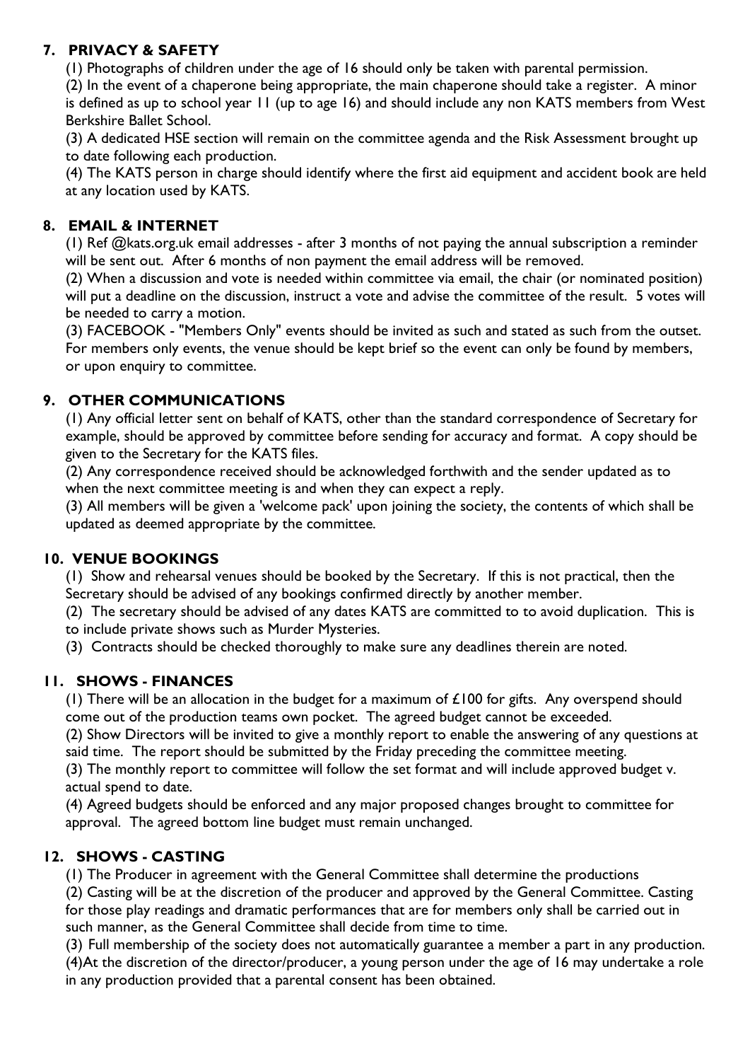## 7. PRIVACY & SAFETY

(1) Photographs of children under the age of 16 should only be taken with parental permission.

(2) In the event of a chaperone being appropriate, the main chaperone should take a register. A minor is defined as up to school year 11 (up to age 16) and should include any non KATS members from West Berkshire Ballet School.

(3) A dedicated HSE section will remain on the committee agenda and the Risk Assessment brought up to date following each production.

(4) The KATS person in charge should identify where the first aid equipment and accident book are held at any location used by KATS.

## 8. EMAIL & INTERNET

(1) Ref @kats.org.uk email addresses - after 3 months of not paying the annual subscription a reminder will be sent out. After 6 months of non payment the email address will be removed.

(2) When a discussion and vote is needed within committee via email, the chair (or nominated position) will put a deadline on the discussion, instruct a vote and advise the committee of the result. 5 votes will be needed to carry a motion.

(3) FACEBOOK - "Members Only" events should be invited as such and stated as such from the outset. For members only events, the venue should be kept brief so the event can only be found by members, or upon enquiry to committee.

## 9. OTHER COMMUNICATIONS

(1) Any official letter sent on behalf of KATS, other than the standard correspondence of Secretary for example, should be approved by committee before sending for accuracy and format. A copy should be given to the Secretary for the KATS files.

(2) Any correspondence received should be acknowledged forthwith and the sender updated as to when the next committee meeting is and when they can expect a reply.

(3) All members will be given a 'welcome pack' upon joining the society, the contents of which shall be updated as deemed appropriate by the committee.

## 10. VENUE BOOKINGS

(1) Show and rehearsal venues should be booked by the Secretary. If this is not practical, then the Secretary should be advised of any bookings confirmed directly by another member.

(2) The secretary should be advised of any dates KATS are committed to to avoid duplication. This is to include private shows such as Murder Mysteries.

(3) Contracts should be checked thoroughly to make sure any deadlines therein are noted.

## 11. SHOWS - FINANCES

(1) There will be an allocation in the budget for a maximum of £100 for gifts. Any overspend should come out of the production teams own pocket. The agreed budget cannot be exceeded.

(2) Show Directors will be invited to give a monthly report to enable the answering of any questions at said time. The report should be submitted by the Friday preceding the committee meeting.

(3) The monthly report to committee will follow the set format and will include approved budget v. actual spend to date.

(4) Agreed budgets should be enforced and any major proposed changes brought to committee for approval. The agreed bottom line budget must remain unchanged.

## 12. SHOWS - CASTING

(1) The Producer in agreement with the General Committee shall determine the productions

(2) Casting will be at the discretion of the producer and approved by the General Committee. Casting for those play readings and dramatic performances that are for members only shall be carried out in such manner, as the General Committee shall decide from time to time.

(3) Full membership of the society does not automatically guarantee a member a part in any production.

(4)At the discretion of the director/producer, a young person under the age of 16 may undertake a role in any production provided that a parental consent has been obtained.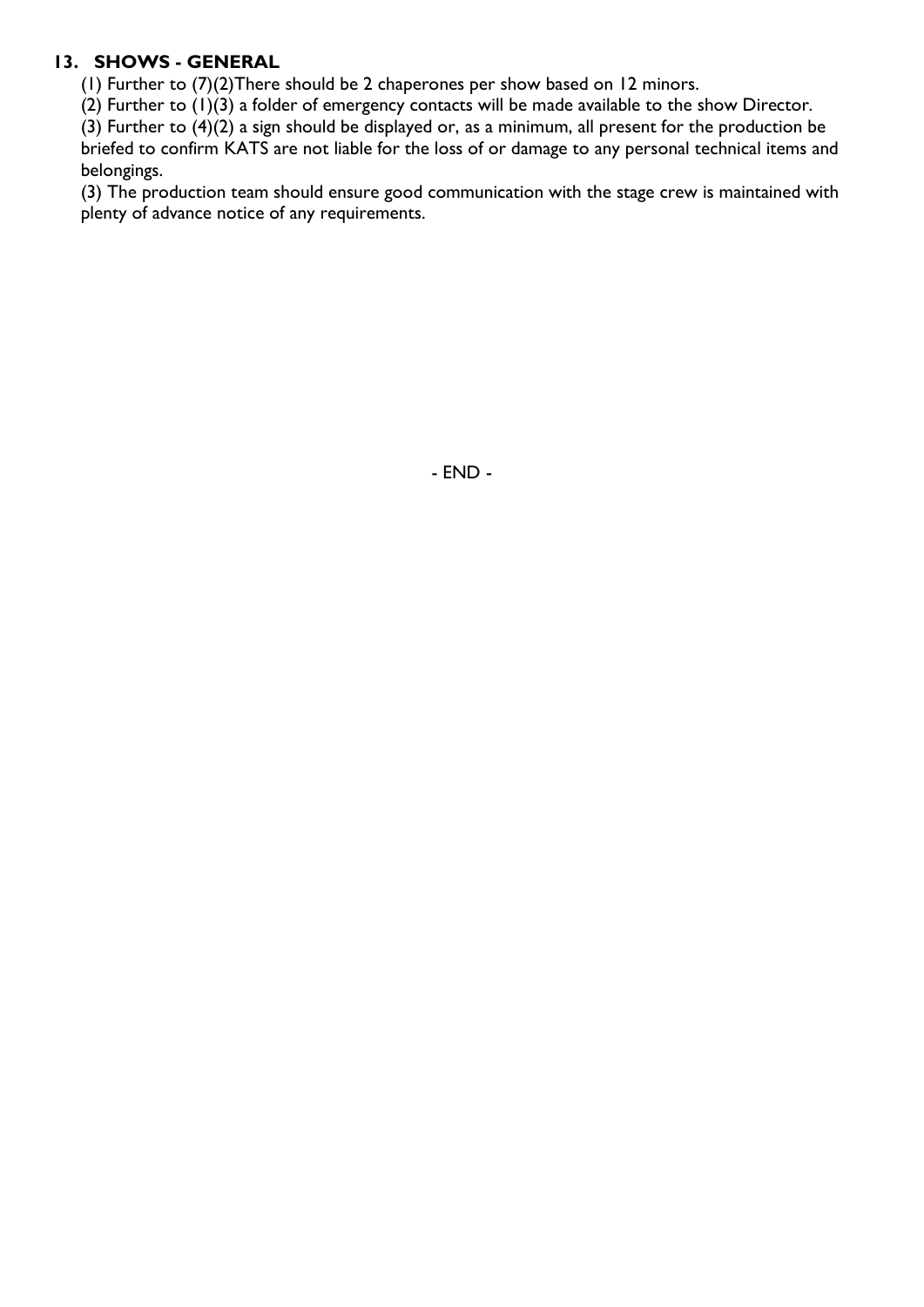## 13. SHOWS - GENERAL

(1) Further to (7)(2)There should be 2 chaperones per show based on 12 minors.

(2) Further to (1)(3) a folder of emergency contacts will be made available to the show Director.

(3) Further to (4)(2) a sign should be displayed or, as a minimum, all present for the production be briefed to confirm KATS are not liable for the loss of or damage to any personal technical items and belongings.

(3) The production team should ensure good communication with the stage crew is maintained with plenty of advance notice of any requirements.

- END -